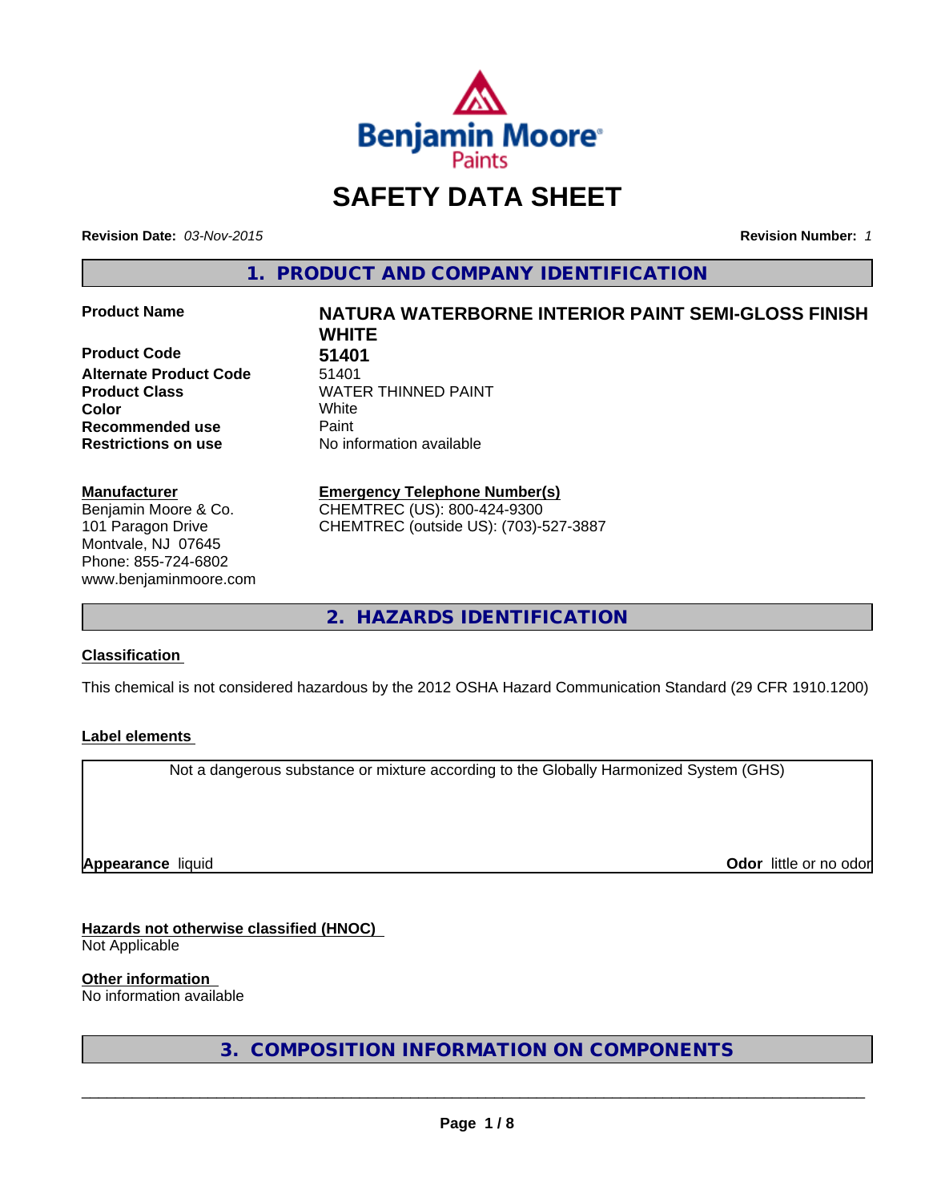Benjamin Moore Paints

# SAFETY DATA SHEET

**Revision Date:** *03-Nov-2015* **Revision Number:** *1*

## 1. PRODUCT AND COMPANY IDENTIFICATION

| | |
|---|---|
| **Product Name** | **NATURA WATERBORNE INTERIOR PAINT SEMI-GLOSS FINISH WHITE** |
| **Product Code** | **51401** |
| **Alternate Product Code** | 51401 |
| **Product Class** | WATER THINNED PAINT |
| **Color** | White |
| **Recommended use** | Paint |
| **Restrictions on use** | No information available |

**Manufacturer**
Benjamin Moore & Co.
101 Paragon Drive
Montvale, NJ 07645
Phone: 855-724-6802
www.benjaminmoore.com

**Emergency Telephone Number(s)**
CHEMTREC (US): 800-424-9300
CHEMTREC (outside US): (703)-527-3887

## 2. HAZARDS IDENTIFICATION

**Classification**

This chemical is not considered hazardous by the 2012 OSHA Hazard Communication Standard (29 CFR 1910.1200)

**Label elements**

Not a dangerous substance or mixture according to the Globally Harmonized System (GHS)

**Appearance** liquid **Odor** little or no odor

**Hazards not otherwise classified (HNOC)**
Not Applicable

**Other information**
No information available

## 3. COMPOSITION INFORMATION ON COMPONENTS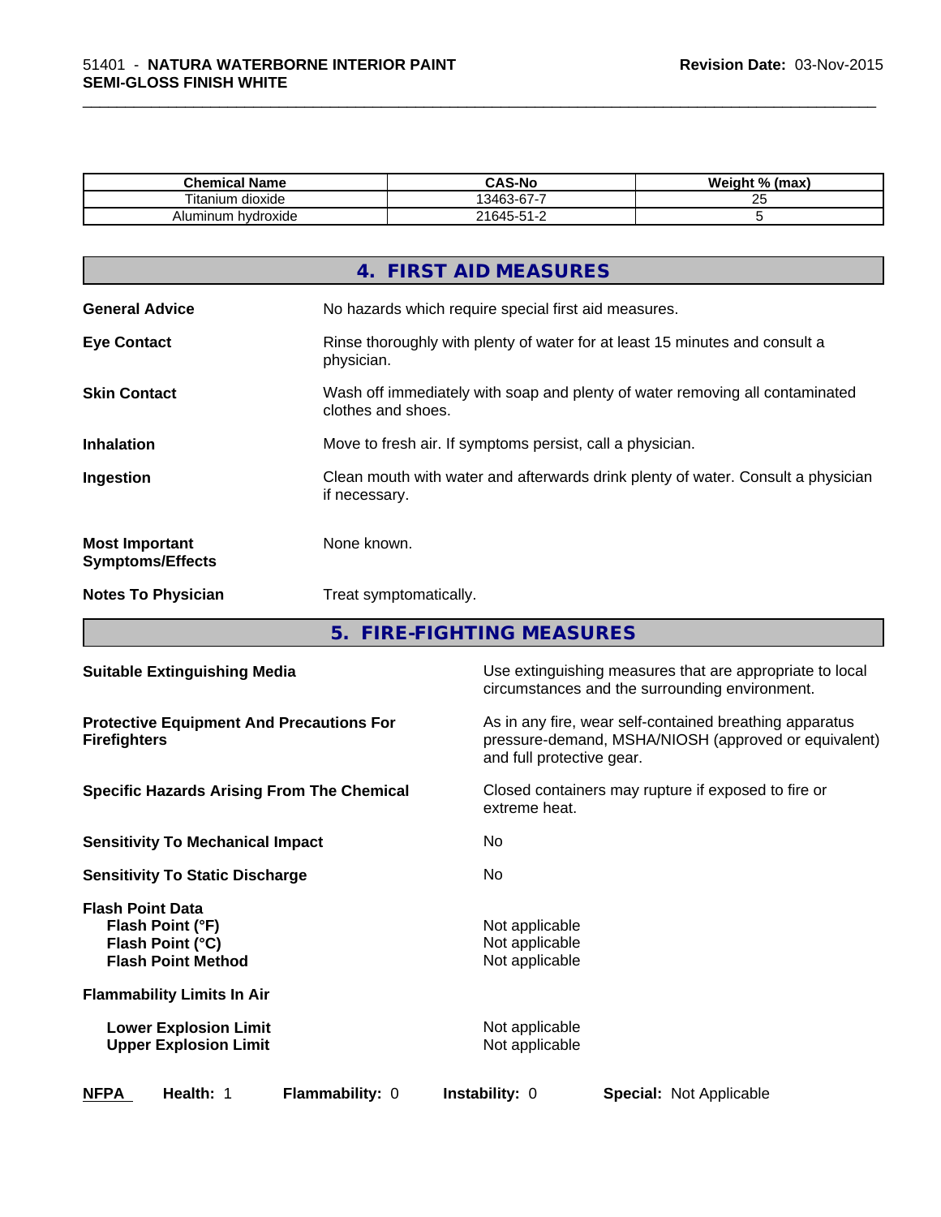| Chemical Name | CAS-No | Weight % (max) |
|---|---|---|
| Titanium dioxide | 13463-67-7 | 25 |
| Aluminum hydroxide | 21645-51-2 | 5 |

## 4. FIRST AID MEASURES

**General Advice** No hazards which require special first aid measures.

**Eye Contact** Rinse thoroughly with plenty of water for at least 15 minutes and consult a physician.

**Skin Contact** Wash off immediately with soap and plenty of water removing all contaminated clothes and shoes.

**Inhalation** Move to fresh air. If symptoms persist, call a physician.

**Ingestion** Clean mouth with water and afterwards drink plenty of water. Consult a physician if necessary.

**Most Important Symptoms/Effects** None known.

**Notes To Physician** Treat symptomatically.

## 5. FIRE-FIGHTING MEASURES

**Suitable Extinguishing Media** Use extinguishing measures that are appropriate to local circumstances and the surrounding environment.

**Protective Equipment And Precautions For Firefighters** As in any fire, wear self-contained breathing apparatus pressure-demand, MSHA/NIOSH (approved or equivalent) and full protective gear.

**Specific Hazards Arising From The Chemical** Closed containers may rupture if exposed to fire or extreme heat.

**Sensitivity To Mechanical Impact** No

**Sensitivity To Static Discharge** No

**Flash Point Data**
**Flash Point (°F)** Not applicable
**Flash Point (°C)** Not applicable
**Flash Point Method** Not applicable

**Flammability Limits In Air**

**Lower Explosion Limit** Not applicable
**Upper Explosion Limit** Not applicable

**NFPA** **Health:** 1 **Flammability:** 0 **Instability:** 0 **Special:** Not Applicable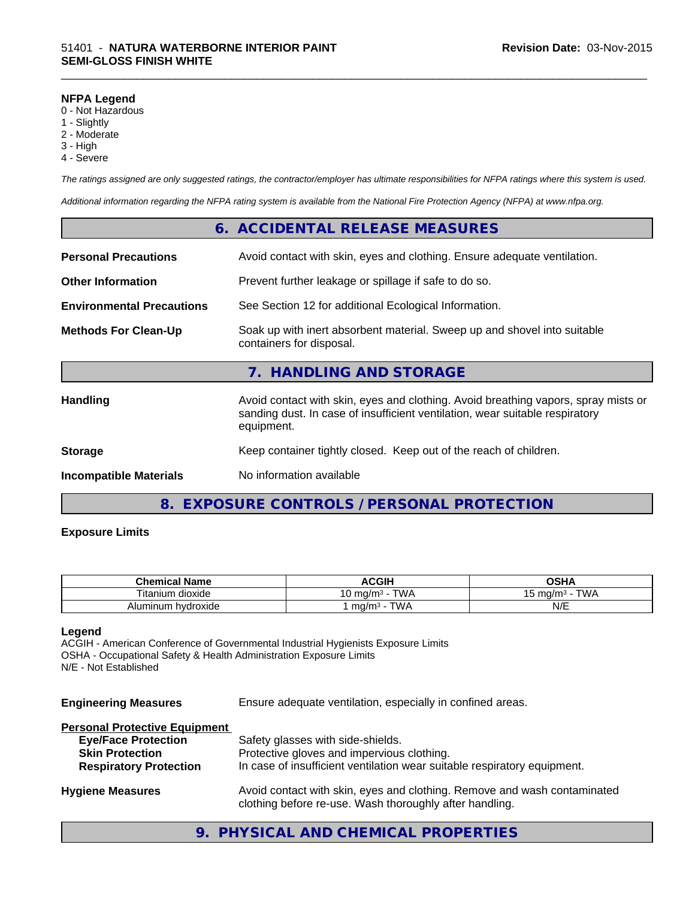**NFPA Legend**
0 - Not Hazardous
1 - Slightly
2 - Moderate
3 - High
4 - Severe

*The ratings assigned are only suggested ratings, the contractor/employer has ultimate responsibilities for NFPA ratings where this system is used.*

*Additional information regarding the NFPA rating system is available from the National Fire Protection Agency (NFPA) at www.nfpa.org.*

## 6. ACCIDENTAL RELEASE MEASURES

**Personal Precautions** Avoid contact with skin, eyes and clothing. Ensure adequate ventilation.

**Other Information** Prevent further leakage or spillage if safe to do so.

**Environmental Precautions** See Section 12 for additional Ecological Information.

**Methods For Clean-Up** Soak up with inert absorbent material. Sweep up and shovel into suitable containers for disposal.

## 7. HANDLING AND STORAGE

**Handling** Avoid contact with skin, eyes and clothing. Avoid breathing vapors, spray mists or sanding dust. In case of insufficient ventilation, wear suitable respiratory equipment.

**Storage** Keep container tightly closed. Keep out of the reach of children.

**Incompatible Materials** No information available

## 8. EXPOSURE CONTROLS / PERSONAL PROTECTION

**Exposure Limits**

| Chemical Name | ACGIH | OSHA |
|---|---|---|
| Titanium dioxide | 10 mg/m³ - TWA | 15 mg/m³ - TWA |
| Aluminum hydroxide | 1 mg/m³ - TWA | N/E |

**Legend**
ACGIH - American Conference of Governmental Industrial Hygienists Exposure Limits
OSHA - Occupational Safety & Health Administration Exposure Limits
N/E - Not Established

**Engineering Measures** Ensure adequate ventilation, especially in confined areas.

**Personal Protective Equipment**
- **Eye/Face Protection** Safety glasses with side-shields.
- **Skin Protection** Protective gloves and impervious clothing.
- **Respiratory Protection** In case of insufficient ventilation wear suitable respiratory equipment.

**Hygiene Measures** Avoid contact with skin, eyes and clothing. Remove and wash contaminated clothing before re-use. Wash thoroughly after handling.

## 9. PHYSICAL AND CHEMICAL PROPERTIES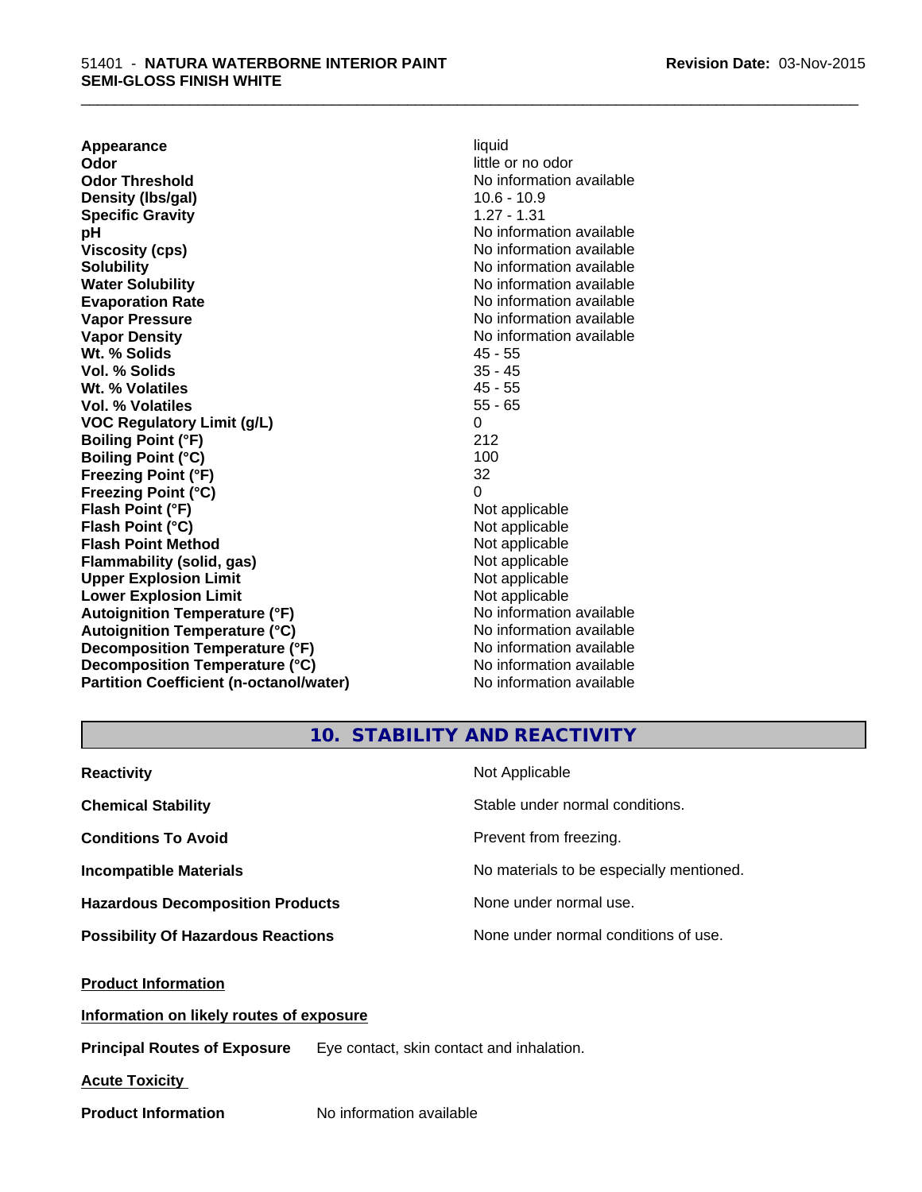| | |
|---|---|
| **Appearance** | liquid |
| **Odor** | little or no odor |
| **Odor Threshold** | No information available |
| **Density (lbs/gal)** | 10.6 - 10.9 |
| **Specific Gravity** | 1.27 - 1.31 |
| **pH** | No information available |
| **Viscosity (cps)** | No information available |
| **Solubility** | No information available |
| **Water Solubility** | No information available |
| **Evaporation Rate** | No information available |
| **Vapor Pressure** | No information available |
| **Vapor Density** | No information available |
| **Wt. % Solids** | 45 - 55 |
| **Vol. % Solids** | 35 - 45 |
| **Wt. % Volatiles** | 45 - 55 |
| **Vol. % Volatiles** | 55 - 65 |
| **VOC Regulatory Limit (g/L)** | 0 |
| **Boiling Point (°F)** | 212 |
| **Boiling Point (°C)** | 100 |
| **Freezing Point (°F)** | 32 |
| **Freezing Point (°C)** | 0 |
| **Flash Point (°F)** | Not applicable |
| **Flash Point (°C)** | Not applicable |
| **Flash Point Method** | Not applicable |
| **Flammability (solid, gas)** | Not applicable |
| **Upper Explosion Limit** | Not applicable |
| **Lower Explosion Limit** | Not applicable |
| **Autoignition Temperature (°F)** | No information available |
| **Autoignition Temperature (°C)** | No information available |
| **Decomposition Temperature (°F)** | No information available |
| **Decomposition Temperature (°C)** | No information available |
| **Partition Coefficient (n-octanol/water)** | No information available |

## 10. STABILITY AND REACTIVITY

| | |
|---|---|
| **Reactivity** | Not Applicable |
| **Chemical Stability** | Stable under normal conditions. |
| **Conditions To Avoid** | Prevent from freezing. |
| **Incompatible Materials** | No materials to be especially mentioned. |
| **Hazardous Decomposition Products** | None under normal use. |
| **Possibility Of Hazardous Reactions** | None under normal conditions of use. |

**Product Information**

**Information on likely routes of exposure**

**Principal Routes of Exposure** Eye contact, skin contact and inhalation.

**Acute Toxicity**

**Product Information** No information available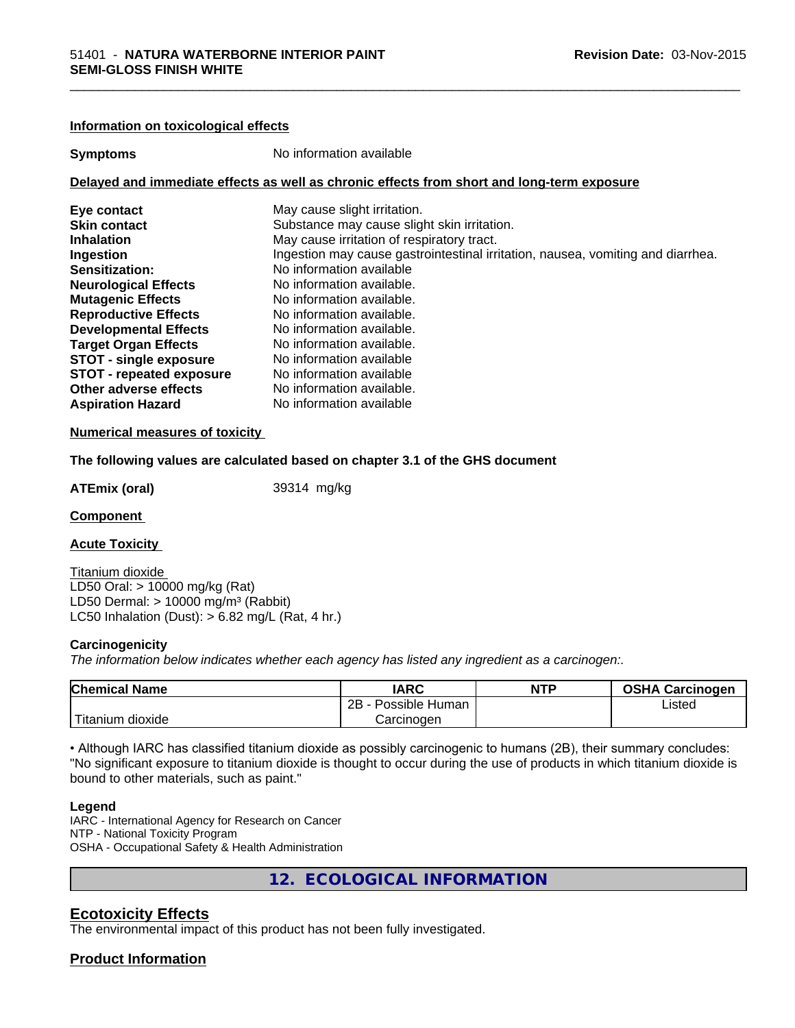### Information on toxicological effects

| | |
|---|---|
| **Symptoms** | No information available |

### Delayed and immediate effects as well as chronic effects from short and long-term exposure

| | |
|---|---|
| **Eye contact** | May cause slight irritation. |
| **Skin contact** | Substance may cause slight skin irritation. |
| **Inhalation** | May cause irritation of respiratory tract. |
| **Ingestion** | Ingestion may cause gastrointestinal irritation, nausea, vomiting and diarrhea. |
| **Sensitization:** | No information available |
| **Neurological Effects** | No information available. |
| **Mutagenic Effects** | No information available. |
| **Reproductive Effects** | No information available. |
| **Developmental Effects** | No information available. |
| **Target Organ Effects** | No information available. |
| **STOT - single exposure** | No information available |
| **STOT - repeated exposure** | No information available |
| **Other adverse effects** | No information available. |
| **Aspiration Hazard** | No information available |

### Numerical measures of toxicity

**The following values are calculated based on chapter 3.1 of the GHS document**

**ATEmix (oral)** 39314 mg/kg

### Component

### Acute Toxicity

Titanium dioxide
LD50 Oral: > 10000 mg/kg (Rat)
LD50 Dermal: > 10000 mg/m³ (Rabbit)
LC50 Inhalation (Dust): > 6.82 mg/L (Rat, 4 hr.)

**Carcinogenicity**

*The information below indicates whether each agency has listed any ingredient as a carcinogen:.*

| Chemical Name | IARC | NTP | OSHA Carcinogen |
|---|---|---|---|
| Titanium dioxide | 2B - Possible Human Carcinogen | | Listed |

• Although IARC has classified titanium dioxide as possibly carcinogenic to humans (2B), their summary concludes: "No significant exposure to titanium dioxide is thought to occur during the use of products in which titanium dioxide is bound to other materials, such as paint."

**Legend**
IARC - International Agency for Research on Cancer
NTP - National Toxicity Program
OSHA - Occupational Safety & Health Administration

## 12. ECOLOGICAL INFORMATION

## Ecotoxicity Effects

The environmental impact of this product has not been fully investigated.

## Product Information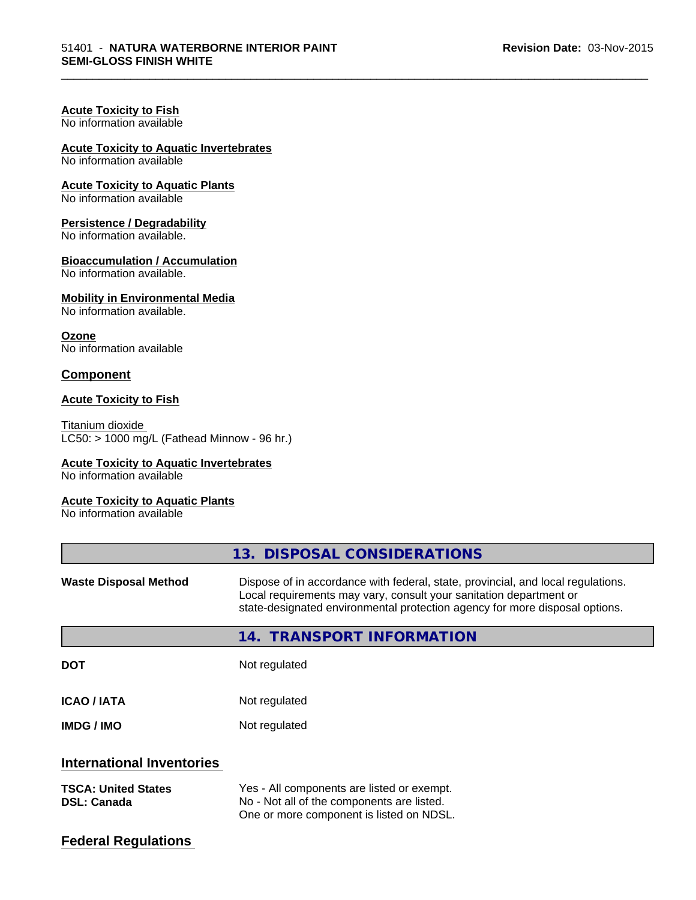**Acute Toxicity to Fish**
No information available

**Acute Toxicity to Aquatic Invertebrates**
No information available

**Acute Toxicity to Aquatic Plants**
No information available

**Persistence / Degradability**
No information available.

**Bioaccumulation / Accumulation**
No information available.

**Mobility in Environmental Media**
No information available.

**Ozone**
No information available

## Component

**Acute Toxicity to Fish**

Titanium dioxide
LC50: > 1000 mg/L (Fathead Minnow - 96 hr.)

**Acute Toxicity to Aquatic Invertebrates**
No information available

**Acute Toxicity to Aquatic Plants**
No information available

## 13. DISPOSAL CONSIDERATIONS

| | |
|---|---|
| **Waste Disposal Method** | Dispose of in accordance with federal, state, provincial, and local regulations. Local requirements may vary, consult your sanitation department or state-designated environmental protection agency for more disposal options. |

## 14. TRANSPORT INFORMATION

| | |
|---|---|
| **DOT** | Not regulated |
| **ICAO / IATA** | Not regulated |
| **IMDG / IMO** | Not regulated |

## International Inventories

| | |
|---|---|
| **TSCA: United States** | Yes - All components are listed or exempt. |
| **DSL: Canada** | No - Not all of the components are listed. One or more component is listed on NDSL. |

## Federal Regulations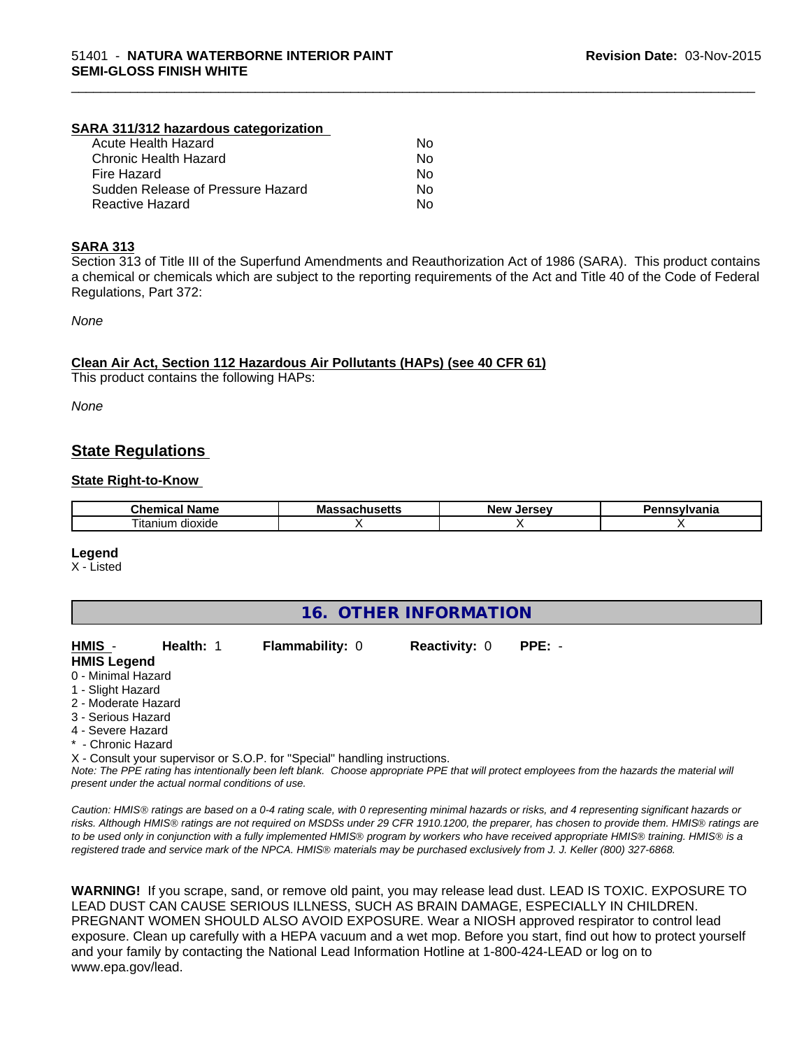**SARA 311/312 hazardous categorization**

| | |
|---|---|
| Acute Health Hazard | No |
| Chronic Health Hazard | No |
| Fire Hazard | No |
| Sudden Release of Pressure Hazard | No |
| Reactive Hazard | No |

**SARA 313**

Section 313 of Title III of the Superfund Amendments and Reauthorization Act of 1986 (SARA). This product contains a chemical or chemicals which are subject to the reporting requirements of the Act and Title 40 of the Code of Federal Regulations, Part 372:

*None*

**Clean Air Act, Section 112 Hazardous Air Pollutants (HAPs) (see 40 CFR 61)**

This product contains the following HAPs:

*None*

## State Regulations

**State Right-to-Know**

| Chemical Name | Massachusetts | New Jersey | Pennsylvania |
|---|---|---|---|
| Titanium dioxide | X | X | X |

**Legend**

X - Listed

## 16. OTHER INFORMATION

**HMIS** - **Health:** 1 **Flammability:** 0 **Reactivity:** 0 **PPE:** -

**HMIS Legend**

0 - Minimal Hazard
1 - Slight Hazard
2 - Moderate Hazard
3 - Serious Hazard
4 - Severe Hazard
* - Chronic Hazard
X - Consult your supervisor or S.O.P. for "Special" handling instructions.

*Note: The PPE rating has intentionally been left blank. Choose appropriate PPE that will protect employees from the hazards the material will present under the actual normal conditions of use.*

*Caution: HMIS® ratings are based on a 0-4 rating scale, with 0 representing minimal hazards or risks, and 4 representing significant hazards or risks. Although HMIS® ratings are not required on MSDSs under 29 CFR 1910.1200, the preparer, has chosen to provide them. HMIS® ratings are to be used only in conjunction with a fully implemented HMIS® program by workers who have received appropriate HMIS® training. HMIS® is a registered trade and service mark of the NPCA. HMIS® materials may be purchased exclusively from J. J. Keller (800) 327-6868.*

**WARNING!** If you scrape, sand, or remove old paint, you may release lead dust. LEAD IS TOXIC. EXPOSURE TO LEAD DUST CAN CAUSE SERIOUS ILLNESS, SUCH AS BRAIN DAMAGE, ESPECIALLY IN CHILDREN. PREGNANT WOMEN SHOULD ALSO AVOID EXPOSURE. Wear a NIOSH approved respirator to control lead exposure. Clean up carefully with a HEPA vacuum and a wet mop. Before you start, find out how to protect yourself and your family by contacting the National Lead Information Hotline at 1-800-424-LEAD or log on to www.epa.gov/lead.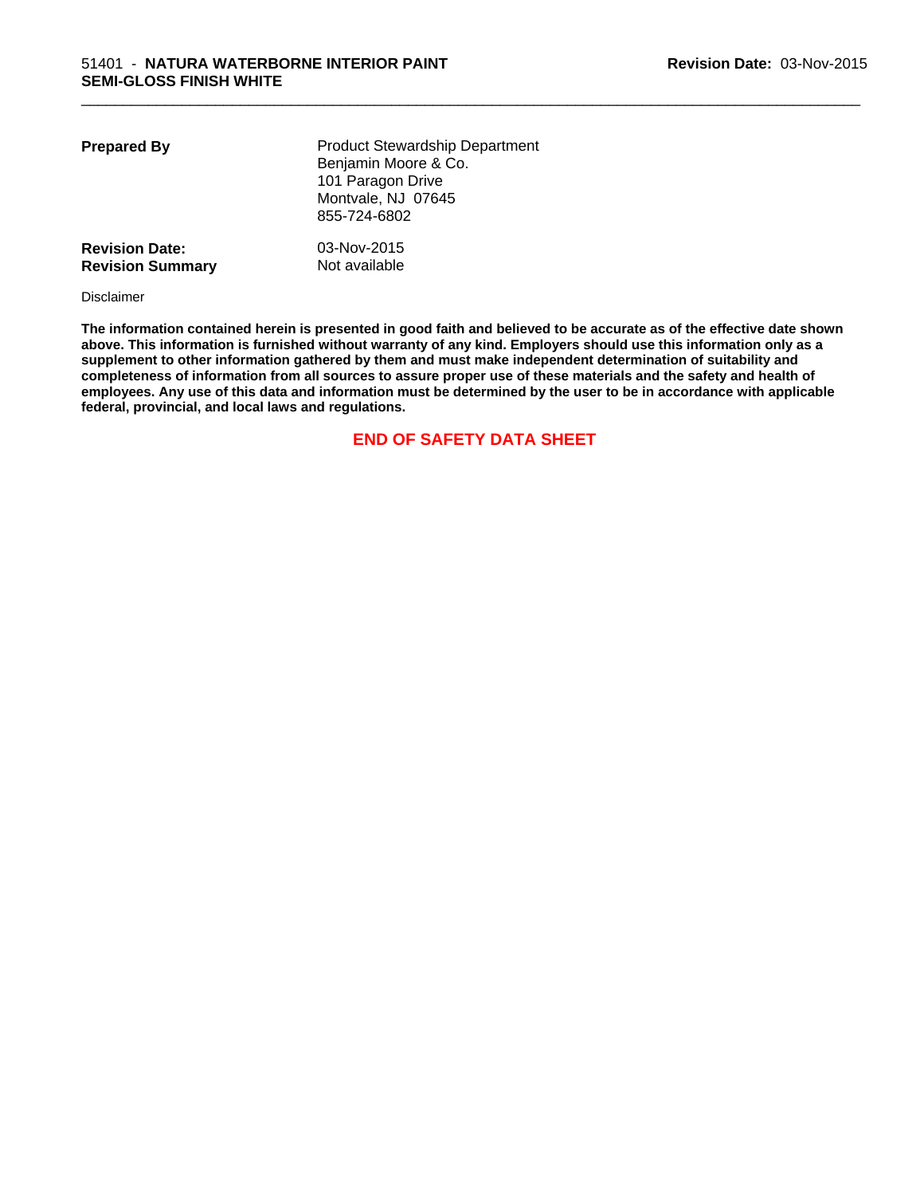| | |
|---|---|
| **Prepared By** | Product Stewardship Department<br>Benjamin Moore & Co.<br>101 Paragon Drive<br>Montvale, NJ 07645<br>855-724-6802 |
| **Revision Date:** | 03-Nov-2015 |
| **Revision Summary** | Not available |

Disclaimer

**The information contained herein is presented in good faith and believed to be accurate as of the effective date shown above. This information is furnished without warranty of any kind. Employers should use this information only as a supplement to other information gathered by them and must make independent determination of suitability and completeness of information from all sources to assure proper use of these materials and the safety and health of employees. Any use of this data and information must be determined by the user to be in accordance with applicable federal, provincial, and local laws and regulations.**

**END OF SAFETY DATA SHEET**